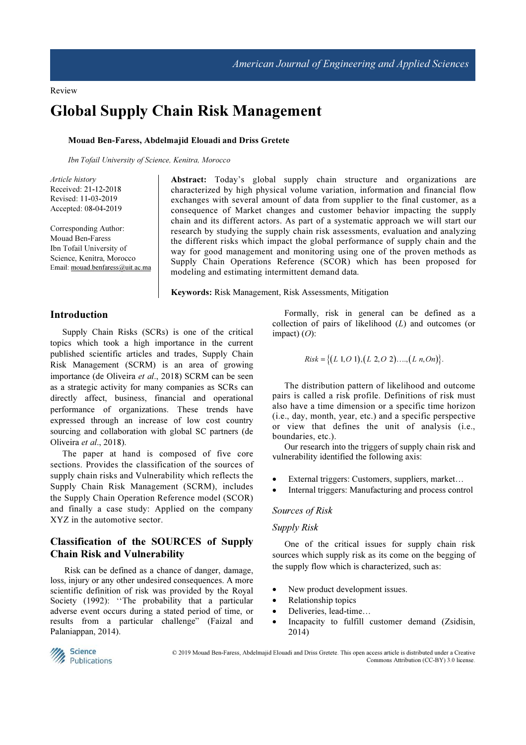Review

# Global Supply Chain Risk Management

**Mouad Ben-Faress, Abdelmajid Elouadi and Driss Gretete**

*Ibn Tofail University of Science, Kenitra, Morocco*

*Article history*
Received: 21-12-2018
Revised: 11-03-2019
Accepted: 08-04-2019

Corresponding Author:
Mouad Ben-Faress
Ibn Tofail University of Science, Kenitra, Morocco
Email: mouad.benfaress@uit.ac.ma

**Abstract:** Today's global supply chain structure and organizations are characterized by high physical volume variation, information and financial flow exchanges with several amount of data from supplier to the final customer, as a consequence of Market changes and customer behavior impacting the supply chain and its different actors. As part of a systematic approach we will start our research by studying the supply chain risk assessments, evaluation and analyzing the different risks which impact the global performance of supply chain and the way for good management and monitoring using one of the proven methods as Supply Chain Operations Reference (SCOR) which has been proposed for modeling and estimating intermittent demand data.

**Keywords:** Risk Management, Risk Assessments, Mitigation

## Introduction

Supply Chain Risks (SCRs) is one of the critical topics which took a high importance in the current published scientific articles and trades, Supply Chain Risk Management (SCRM) is an area of growing importance (de Oliveira *et al*., 2018) SCRM can be seen as a strategic activity for many companies as SCRs can directly affect, business, financial and operational performance of organizations. These trends have expressed through an increase of low cost country sourcing and collaboration with global SC partners (de Oliveira *et al*., 2018).

The paper at hand is composed of five core sections. Provides the classification of the sources of supply chain risks and Vulnerability which reflects the Supply Chain Risk Management (SCRM), includes the Supply Chain Operation Reference model (SCOR) and finally a case study: Applied on the company XYZ in the automotive sector.

## Classification of the SOURCES of Supply Chain Risk and Vulnerability

Risk can be defined as a chance of danger, damage, loss, injury or any other undesired consequences. A more scientific definition of risk was provided by the Royal Society (1992): ''The probability that a particular adverse event occurs during a stated period of time, or results from a particular challenge" (Faizal and Palaniappan, 2014).

Formally, risk in general can be defined as a collection of pairs of likelihood (*L*) and outcomes (or impact) (*O*):

$$Risk = \{(L\,1, O\,1), (L\,2, O\,2) \ldots, (L\,n, On)\}.$$

The distribution pattern of likelihood and outcome pairs is called a risk profile. Definitions of risk must also have a time dimension or a specific time horizon (i.e., day, month, year, etc.) and a specific perspective or view that defines the unit of analysis (i.e., boundaries, etc.).

Our research into the triggers of supply chain risk and vulnerability identified the following axis:

- External triggers: Customers, suppliers, market…
- Internal triggers: Manufacturing and process control

### *Sources of Risk*

### *Supply Risk*

One of the critical issues for supply chain risk sources which supply risk as its come on the begging of the supply flow which is characterized, such as:

- New product development issues.
- Relationship topics
- Deliveries, lead-time…
- Incapacity to fulfill customer demand (Zsidisin, 2014)

© 2019 Mouad Ben-Faress, Abdelmajid Elouadi and Driss Gretete. This open access article is distributed under a Creative Commons Attribution (CC-BY) 3.0 license.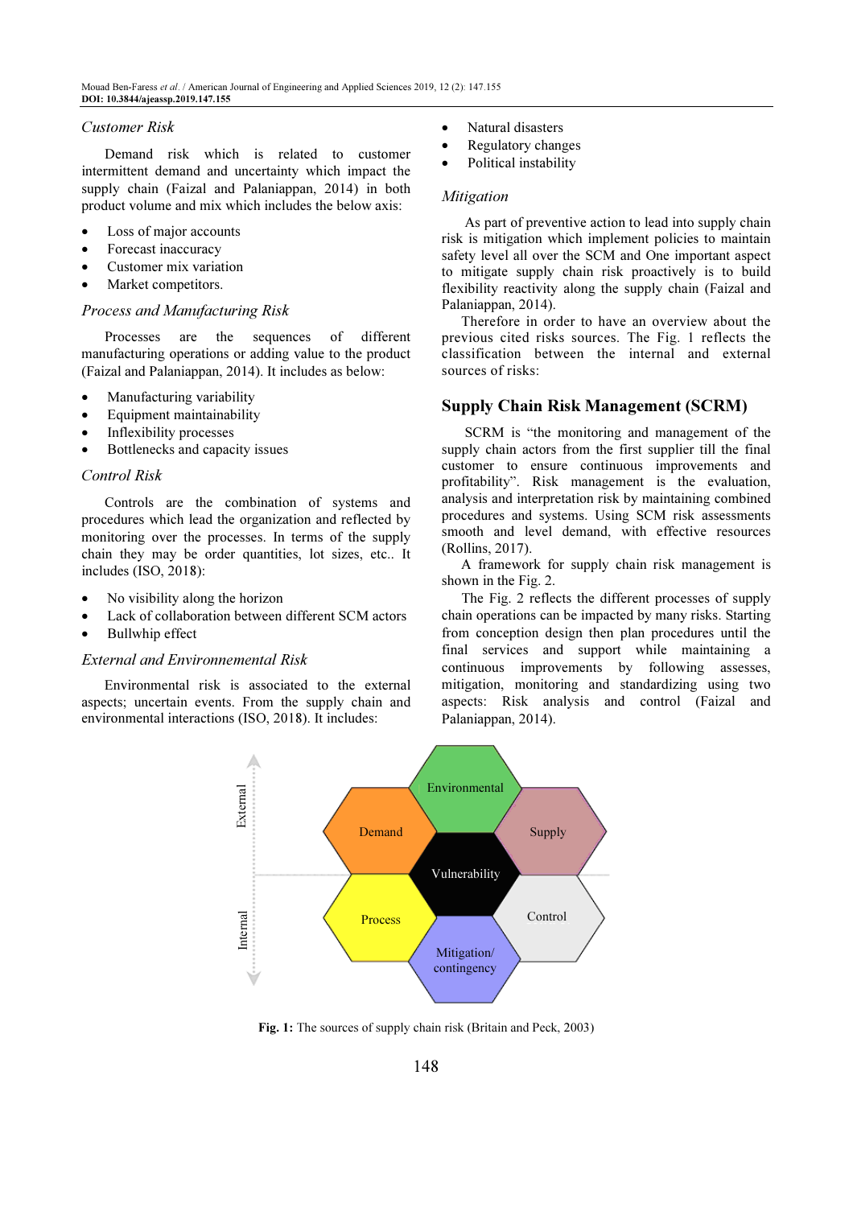### *Customer Risk*

Demand risk which is related to customer intermittent demand and uncertainty which impact the supply chain (Faizal and Palaniappan, 2014) in both product volume and mix which includes the below axis:

- Loss of major accounts
- Forecast inaccuracy
- Customer mix variation
- Market competitors.

### *Process and Manufacturing Risk*

Processes are the sequences of different manufacturing operations or adding value to the product (Faizal and Palaniappan, 2014). It includes as below:

- Manufacturing variability
- Equipment maintainability
- Inflexibility processes
- Bottlenecks and capacity issues

### *Control Risk*

Controls are the combination of systems and procedures which lead the organization and reflected by monitoring over the processes. In terms of the supply chain they may be order quantities, lot sizes, etc.. It includes (ISO, 2018):

- No visibility along the horizon
- Lack of collaboration between different SCM actors
- Bullwhip effect

### *External and Environmental Risk*

Environmental risk is associated to the external aspects; uncertain events. From the supply chain and environmental interactions (ISO, 2018). It includes:

- Natural disasters
- Regulatory changes
- Political instability

### *Mitigation*

As part of preventive action to lead into supply chain risk is mitigation which implement policies to maintain safety level all over the SCM and One important aspect to mitigate supply chain risk proactively is to build flexibility reactivity along the supply chain (Faizal and Palaniappan, 2014).

Therefore in order to have an overview about the previous cited risks sources. The Fig. 1 reflects the classification between the internal and external sources of risks:

## Supply Chain Risk Management (SCRM)

SCRM is "the monitoring and management of the supply chain actors from the first supplier till the final customer to ensure continuous improvements and profitability". Risk management is the evaluation, analysis and interpretation risk by maintaining combined procedures and systems. Using SCM risk assessments smooth and level demand, with effective resources (Rollins, 2017).

A framework for supply chain risk management is shown in the Fig. 2.

The Fig. 2 reflects the different processes of supply chain operations can be impacted by many risks. Starting from conception design then plan procedures until the final services and support while maintaining a continuous improvements by following assesses, mitigation, monitoring and standardizing using two aspects: Risk analysis and control (Faizal and Palaniappan, 2014).

**Fig. 1:** The sources of supply chain risk (Britain and Peck, 2003)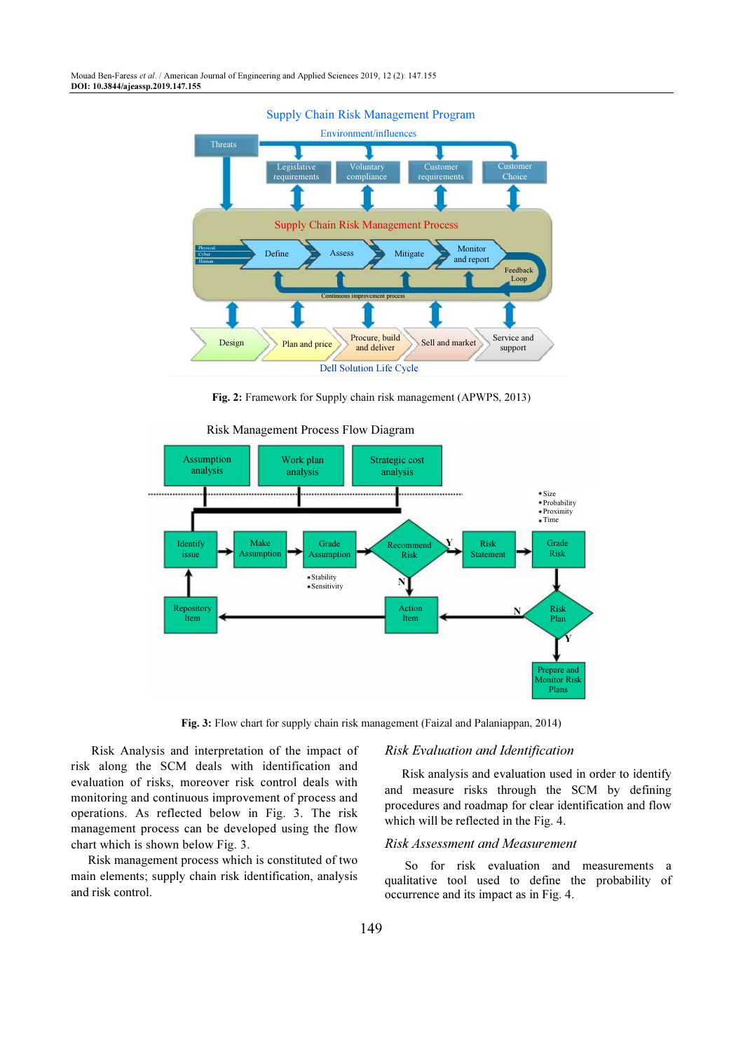**Fig. 2:** Framework for Supply chain risk management (APWPS, 2013)

**Fig. 3:** Flow chart for supply chain risk management (Faizal and Palaniappan, 2014)

Risk Analysis and interpretation of the impact of risk along the SCM deals with identification and evaluation of risks, moreover risk control deals with monitoring and continuous improvement of process and operations. As reflected below in Fig. 3. The risk management process can be developed using the flow chart which is shown below Fig. 3.

Risk management process which is constituted of two main elements; supply chain risk identification, analysis and risk control.

### *Risk Evaluation and Identification*

Risk analysis and evaluation used in order to identify and measure risks through the SCM by defining procedures and roadmap for clear identification and flow which will be reflected in the Fig. 4.

### *Risk Assessment and Measurement*

So for risk evaluation and measurements a qualitative tool used to define the probability of occurrence and its impact as in Fig. 4.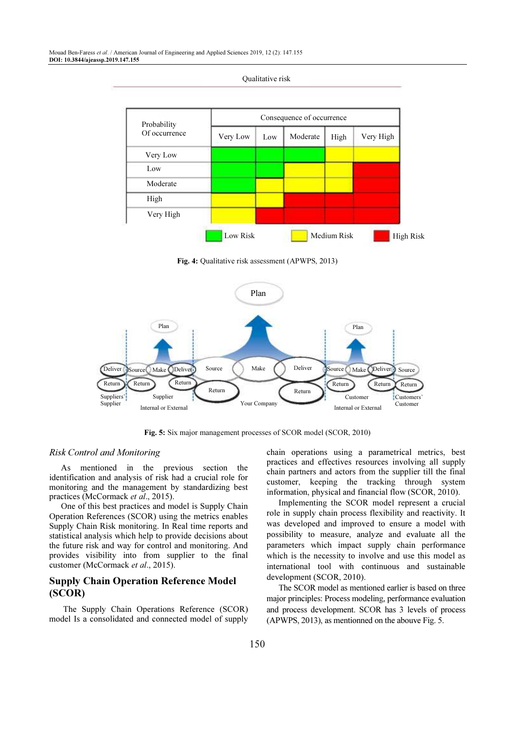Qualitative risk

| Probability Of occurrence | Consequence of occurrence | | | | |
|---|---|---|---|---|---|
| | Very Low | Low | Moderate | High | Very High |
| Very Low | Low Risk | Low Risk | Low Risk | Medium Risk | Medium Risk |
| Low | Low Risk | Low Risk | Medium Risk | Medium Risk | High Risk |
| Moderate | Low Risk | Medium Risk | Medium Risk | Medium Risk | High Risk |
| High | Medium Risk | Medium Risk | High Risk | High Risk | High Risk |
| Very High | Medium Risk | High Risk | High Risk | High Risk | High Risk |

Low Risk · Medium Risk · High Risk

**Fig. 4:** Qualitative risk assessment (APWPS, 2013)

**Fig. 5:** Six major management processes of SCOR model (SCOR, 2010)

*Risk Control and Monitoring*

As mentioned in the previous section the identification and analysis of risk had a crucial role for monitoring and the management by standardizing best practices (McCormack *et al*., 2015).

One of this best practices and model is Supply Chain Operation References (SCOR) using the metrics enables Supply Chain Risk monitoring. In Real time reports and statistical analysis which help to provide decisions about the future risk and way for control and monitoring. And provides visibility into from supplier to the final customer (McCormack *et al*., 2015).

## Supply Chain Operation Reference Model (SCOR)

The Supply Chain Operations Reference (SCOR) model Is a consolidated and connected model of supply chain operations using a parametrical metrics, best practices and effectives resources involving all supply chain partners and actors from the supplier till the final customer, keeping the tracking through system information, physical and financial flow (SCOR, 2010).

Implementing the SCOR model represent a crucial role in supply chain process flexibility and reactivity. It was developed and improved to ensure a model with possibility to measure, analyze and evaluate all the parameters which impact supply chain performance which is the necessity to involve and use this model as international tool with continuous and sustainable development (SCOR, 2010).

The SCOR model as mentioned earlier is based on three major principles: Process modeling, performance evaluation and process development. SCOR has 3 levels of process (APWPS, 2013), as mentionned on the abouve Fig. 5.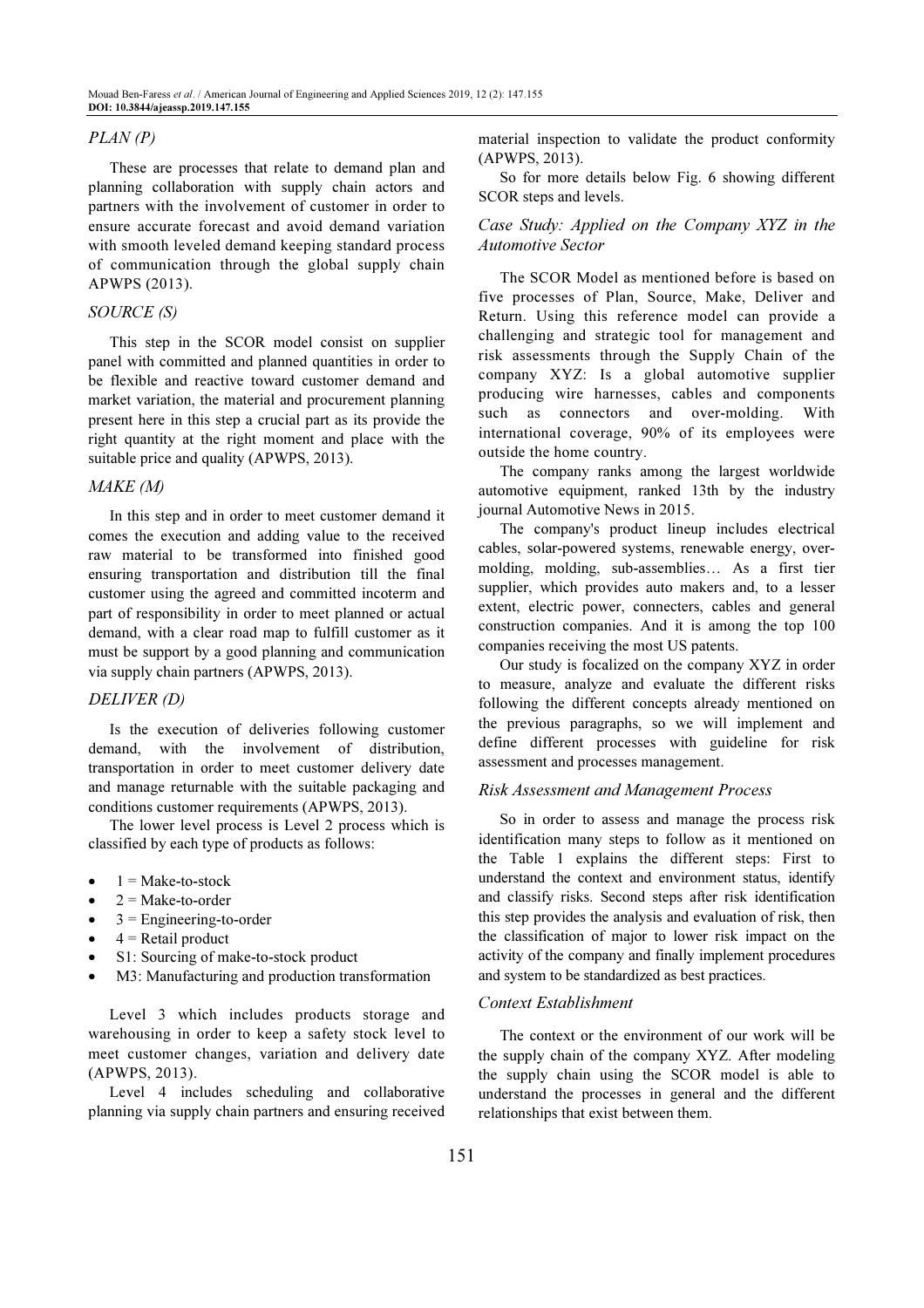### *PLAN (P)*

These are processes that relate to demand plan and planning collaboration with supply chain actors and partners with the involvement of customer in order to ensure accurate forecast and avoid demand variation with smooth leveled demand keeping standard process of communication through the global supply chain APWPS (2013).

### *SOURCE (S)*

This step in the SCOR model consist on supplier panel with committed and planned quantities in order to be flexible and reactive toward customer demand and market variation, the material and procurement planning present here in this step a crucial part as its provide the right quantity at the right moment and place with the suitable price and quality (APWPS, 2013).

### *MAKE (M)*

In this step and in order to meet customer demand it comes the execution and adding value to the received raw material to be transformed into finished good ensuring transportation and distribution till the final customer using the agreed and committed incoterm and part of responsibility in order to meet planned or actual demand, with a clear road map to fulfill customer as it must be support by a good planning and communication via supply chain partners (APWPS, 2013).

### *DELIVER (D)*

Is the execution of deliveries following customer demand, with the involvement of distribution, transportation in order to meet customer delivery date and manage returnable with the suitable packaging and conditions customer requirements (APWPS, 2013).

The lower level process is Level 2 process which is classified by each type of products as follows:

- 1 = Make-to-stock
- 2 = Make-to-order
- 3 = Engineering-to-order
- 4 = Retail product
- S1: Sourcing of make-to-stock product
- M3: Manufacturing and production transformation

Level 3 which includes products storage and warehousing in order to keep a safety stock level to meet customer changes, variation and delivery date (APWPS, 2013).

Level 4 includes scheduling and collaborative planning via supply chain partners and ensuring received material inspection to validate the product conformity (APWPS, 2013).

So for more details below Fig. 6 showing different SCOR steps and levels.

## *Case Study: Applied on the Company XYZ in the Automotive Sector*

The SCOR Model as mentioned before is based on five processes of Plan, Source, Make, Deliver and Return. Using this reference model can provide a challenging and strategic tool for management and risk assessments through the Supply Chain of the company XYZ: Is a global automotive supplier producing wire harnesses, cables and components such as connectors and over-molding. With international coverage, 90% of its employees were outside the home country.

The company ranks among the largest worldwide automotive equipment, ranked 13th by the industry journal Automotive News in 2015.

The company's product lineup includes electrical cables, solar-powered systems, renewable energy, over-molding, molding, sub-assemblies… As a first tier supplier, which provides auto makers and, to a lesser extent, electric power, connecters, cables and general construction companies. And it is among the top 100 companies receiving the most US patents.

Our study is focalized on the company XYZ in order to measure, analyze and evaluate the different risks following the different concepts already mentioned on the previous paragraphs, so we will implement and define different processes with guideline for risk assessment and processes management.

### *Risk Assessment and Management Process*

So in order to assess and manage the process risk identification many steps to follow as it mentioned on the Table 1 explains the different steps: First to understand the context and environment status, identify and classify risks. Second steps after risk identification this step provides the analysis and evaluation of risk, then the classification of major to lower risk impact on the activity of the company and finally implement procedures and system to be standardized as best practices.

### *Context Establishment*

The context or the environment of our work will be the supply chain of the company XYZ. After modeling the supply chain using the SCOR model is able to understand the processes in general and the different relationships that exist between them.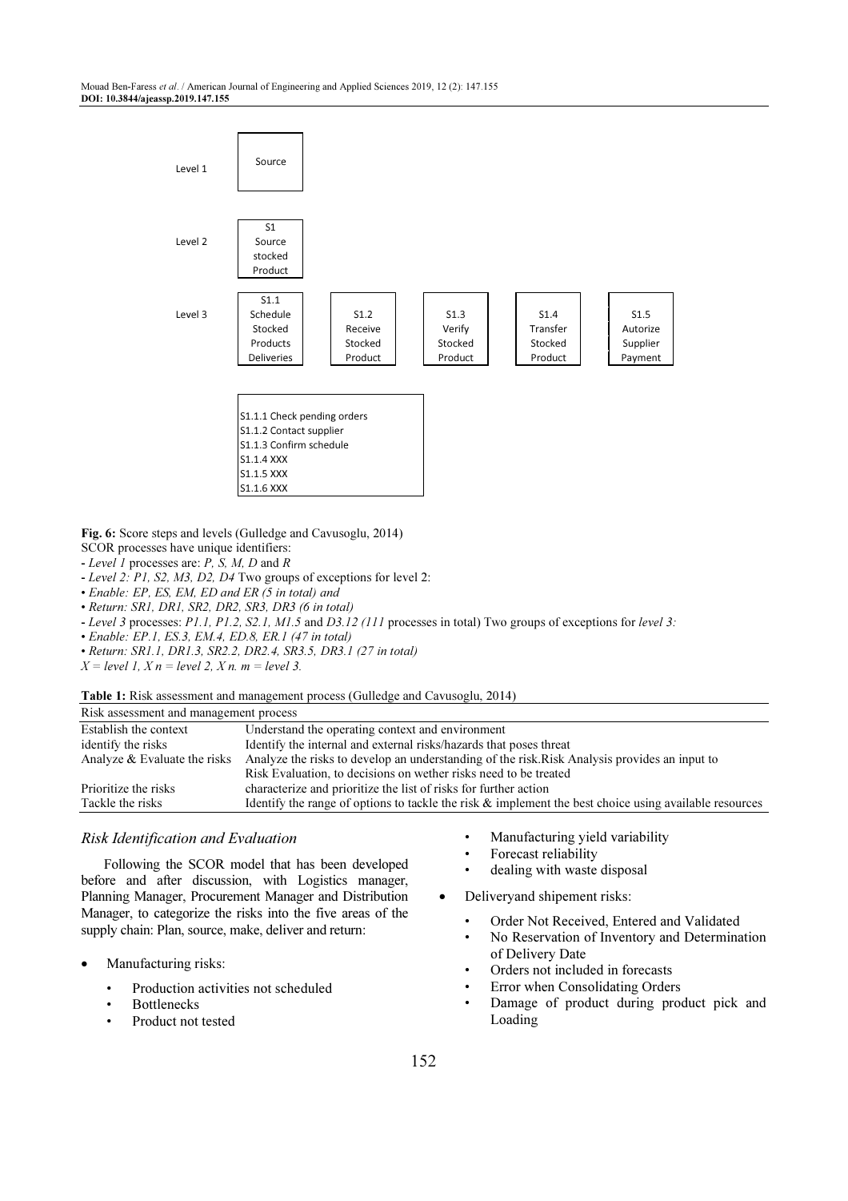| Level 1 | Source | | | | |
|---|---|---|---|---|---|
| Level 2 | S1 Source stocked Product | | | | |
| Level 3 | S1.1 Schedule Stocked Products Deliveries | S1.2 Receive Stocked Product | S1.3 Verify Stocked Product | S1.4 Transfer Stocked Product | S1.5 Autorize Supplier Payment |

S1.1.1 Check pending orders
S1.1.2 Contact supplier
S1.1.3 Confirm schedule
S1.1.4 XXX
S1.1.5 XXX
S1.1.6 XXX

**Fig. 6:** Score steps and levels (Gulledge and Cavusoglu, 2014)

SCOR processes have unique identifiers:

- *Level 1* processes are: *P, S, M, D* and *R*
- *Level 2: P1, S2, M3, D2, D4* Two groups of exceptions for level 2:
  - *Enable: EP, ES, EM, ED and ER (5 in total) and*
  - *Return: SR1, DR1, SR2, DR2, SR3, DR3 (6 in total)*
- *Level 3* processes: *P1.1, P1.2, S2.1, M1.5* and *D3.12 (111* processes in total) Two groups of exceptions for *level 3:*
  - *Enable: EP.1, ES.3, EM.4, ED.8, ER.1 (47 in total)*
  - *Return: SR1.1, DR1.3, SR2.2, DR2.4, SR3.5, DR3.1 (27 in total)*

*X = level 1, X n = level 2, X n. m = level 3.*

**Table 1:** Risk assessment and management process (Gulledge and Cavusoglu, 2014)

| Risk assessment and management process | |
|---|---|
| Establish the context | Understand the operating context and environment |
| identify the risks | Identify the internal and external risks/hazards that poses threat |
| Analyze & Evaluate the risks | Analyze the risks to develop an understanding of the risk.Risk Analysis provides an input to Risk Evaluation, to decisions on wether risks need to be treated |
| Prioritize the risks | characterize and prioritize the list of risks for further action |
| Tackle the risks | Identify the range of options to tackle the risk & implement the best choice using available resources |

### Risk Identification and Evaluation

Following the SCOR model that has been developed before and after discussion, with Logistics manager, Planning Manager, Procurement Manager and Distribution Manager, to categorize the risks into the five areas of the supply chain: Plan, source, make, deliver and return:

- Manufacturing risks:
  - Production activities not scheduled
  - Bottlenecks
  - Product not tested
  - Manufacturing yield variability
  - Forecast reliability
  - dealing with waste disposal
- Deliveryand shipement risks:
  - Order Not Received, Entered and Validated
  - No Reservation of Inventory and Determination of Delivery Date
  - Orders not included in forecasts
  - Error when Consolidating Orders
  - Damage of product during product pick and Loading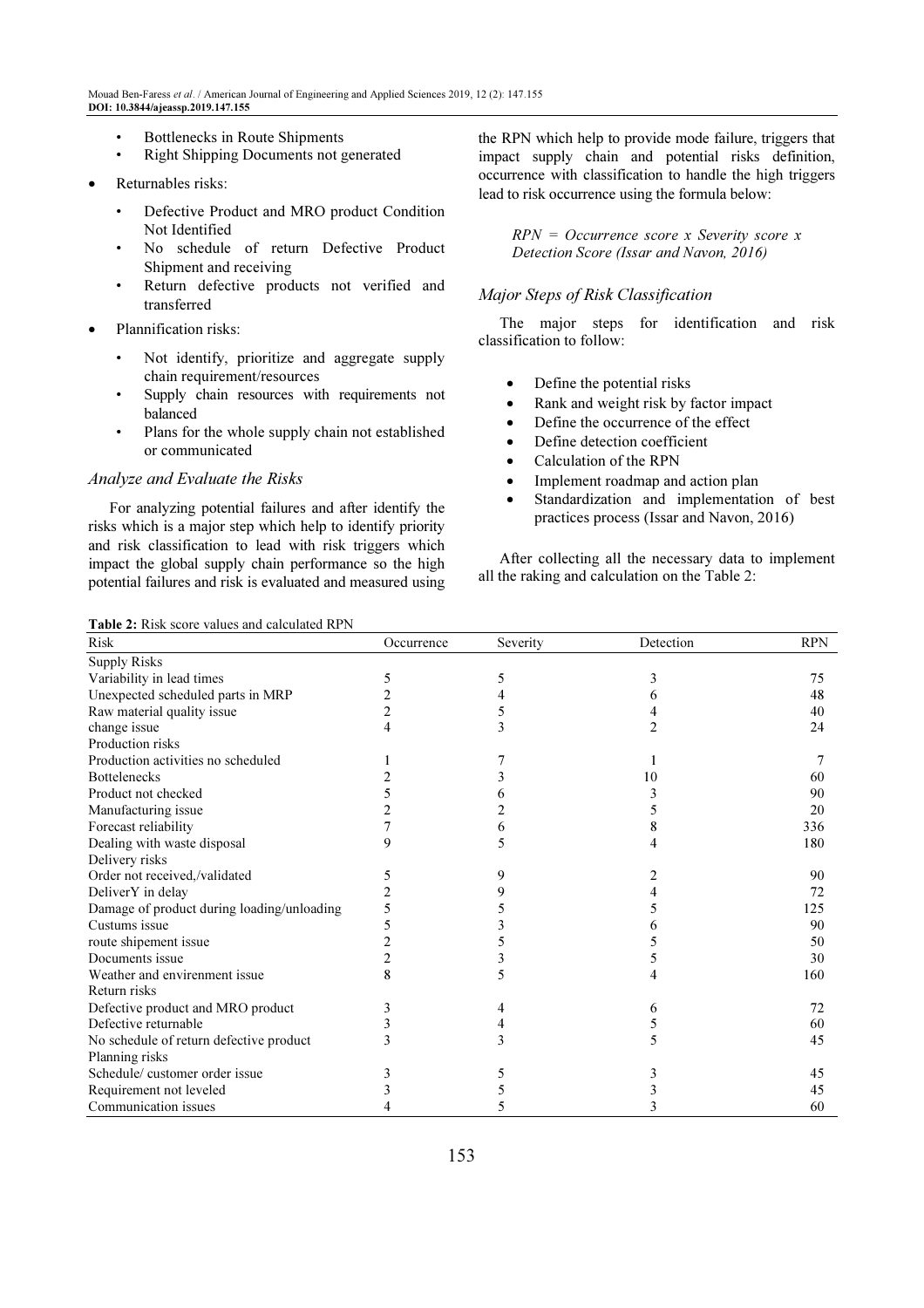- Bottlenecks in Route Shipments
- Right Shipping Documents not generated

- Returnables risks:
  - Defective Product and MRO product Condition Not Identified
  - No schedule of return Defective Product Shipment and receiving
  - Return defective products not verified and transferred
- Plannification risks:
  - Not identify, prioritize and aggregate supply chain requirement/resources
  - Supply chain resources with requirements not balanced
  - Plans for the whole supply chain not established or communicated

### *Analyze and Evaluate the Risks*

For analyzing potential failures and after identify the risks which is a major step which help to identify priority and risk classification to lead with risk triggers which impact the global supply chain performance so the high potential failures and risk is evaluated and measured using the RPN which help to provide mode failure, triggers that impact supply chain and potential risks definition, occurrence with classification to handle the high triggers lead to risk occurrence using the formula below:

*RPN = Occurrence score x Severity score x Detection Score (Issar and Navon, 2016)*

### *Major Steps of Risk Classification*

The major steps for identification and risk classification to follow:

- Define the potential risks
- Rank and weight risk by factor impact
- Define the occurrence of the effect
- Define detection coefficient
- Calculation of the RPN
- Implement roadmap and action plan
- Standardization and implementation of best practices process (Issar and Navon, 2016)

After collecting all the necessary data to implement all the raking and calculation on the Table 2:

**Table 2:** Risk score values and calculated RPN

| Risk | Occurrence | Severity | Detection | RPN |
|---|---|---|---|---|
| Supply Risks | | | | |
| Variability in lead times | 5 | 5 | 3 | 75 |
| Unexpected scheduled parts in MRP | 2 | 4 | 6 | 48 |
| Raw material quality issue | 2 | 5 | 4 | 40 |
| change issue | 4 | 3 | 2 | 24 |
| Production risks | | | | |
| Production activities no scheduled | 1 | 7 | 1 | 7 |
| Bottelenecks | 2 | 3 | 10 | 60 |
| Product not checked | 5 | 6 | 3 | 90 |
| Manufacturing issue | 2 | 2 | 5 | 20 |
| Forecast reliability | 7 | 6 | 8 | 336 |
| Dealing with waste disposal | 9 | 5 | 4 | 180 |
| Delivery risks | | | | |
| Order not received,/validated | 5 | 9 | 2 | 90 |
| DeliverY in delay | 2 | 9 | 4 | 72 |
| Damage of product during loading/unloading | 5 | 5 | 5 | 125 |
| Custums issue | 5 | 3 | 6 | 90 |
| route shipement issue | 2 | 5 | 5 | 50 |
| Documents issue | 2 | 3 | 5 | 30 |
| Weather and envirenment issue | 8 | 5 | 4 | 160 |
| Return risks | | | | |
| Defective product and MRO product | 3 | 4 | 6 | 72 |
| Defective returnable | 3 | 4 | 5 | 60 |
| No schedule of return defective product | 3 | 3 | 5 | 45 |
| Planning risks | | | | |
| Schedule/ customer order issue | 3 | 5 | 3 | 45 |
| Requirement not leveled | 3 | 5 | 3 | 45 |
| Communication issues | 4 | 5 | 3 | 60 |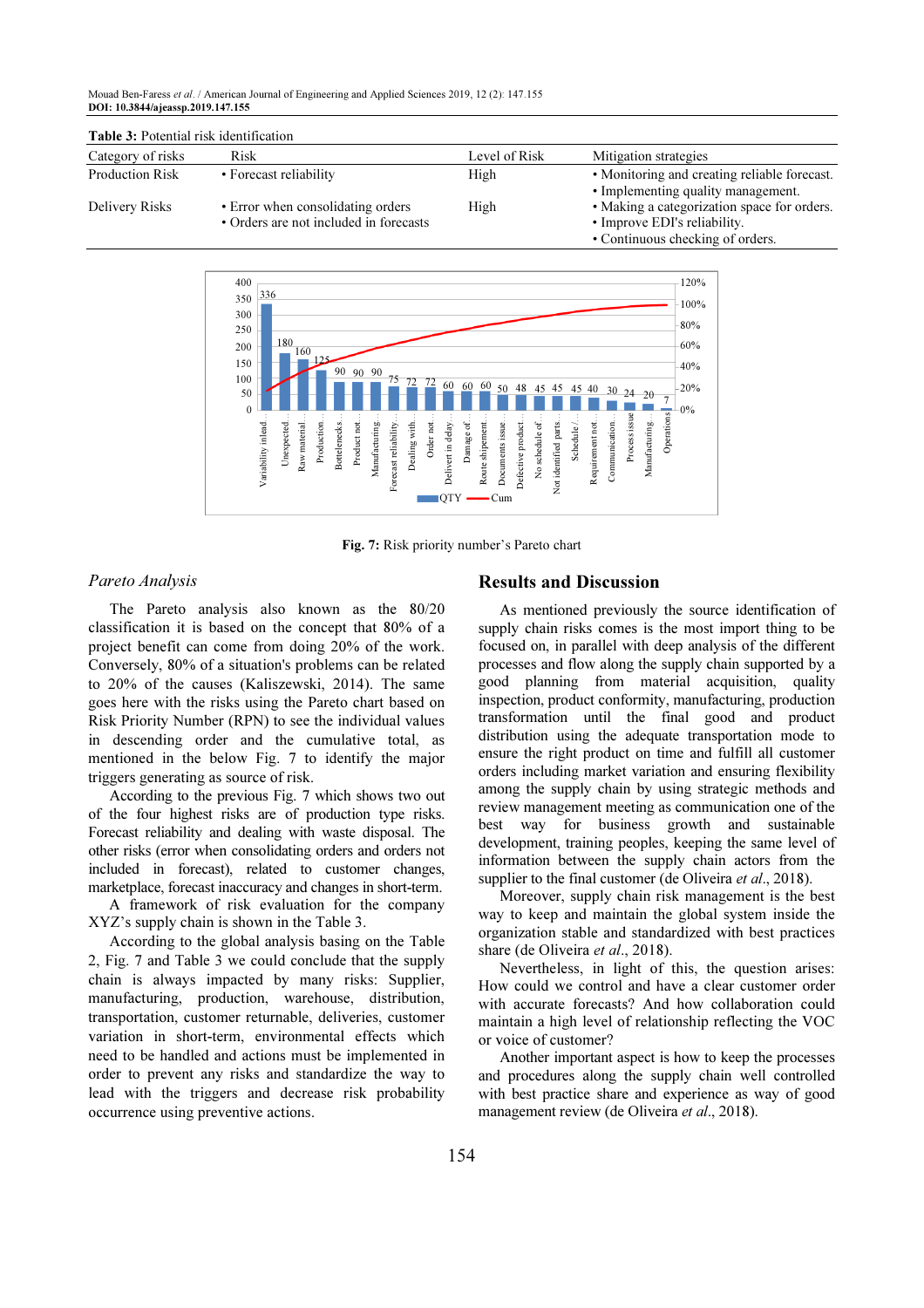**Table 3:** Potential risk identification

| Category of risks | Risk | Level of Risk | Mitigation strategies |
|---|---|---|---|
| Production Risk | • Forecast reliability | High | • Monitoring and creating reliable forecast. • Implementing quality management. |
| Delivery Risks | • Error when consolidating orders • Orders are not included in forecasts | High | • Making a categorization space for orders. • Improve EDI's reliability. • Continuous checking of orders. |

**Fig. 7:** Risk priority number's Pareto chart

### *Pareto Analysis*

The Pareto analysis also known as the 80/20 classification it is based on the concept that 80% of a project benefit can come from doing 20% of the work. Conversely, 80% of a situation's problems can be related to 20% of the causes (Kaliszewski, 2014). The same goes here with the risks using the Pareto chart based on Risk Priority Number (RPN) to see the individual values in descending order and the cumulative total, as mentioned in the below Fig. 7 to identify the major triggers generating as source of risk.

According to the previous Fig. 7 which shows two out of the four highest risks are of production type risks. Forecast reliability and dealing with waste disposal. The other risks (error when consolidating orders and orders not included in forecast), related to customer changes, marketplace, forecast inaccuracy and changes in short-term.

A framework of risk evaluation for the company XYZ's supply chain is shown in the Table 3.

According to the global analysis basing on the Table 2, Fig. 7 and Table 3 we could conclude that the supply chain is always impacted by many risks: Supplier, manufacturing, production, warehouse, distribution, transportation, customer returnable, deliveries, customer variation in short-term, environmental effects which need to be handled and actions must be implemented in order to prevent any risks and standardize the way to lead with the triggers and decrease risk probability occurrence using preventive actions.

## Results and Discussion

As mentioned previously the source identification of supply chain risks comes is the most import thing to be focused on, in parallel with deep analysis of the different processes and flow along the supply chain supported by a good planning from material acquisition, quality inspection, product conformity, manufacturing, production transformation until the final good and product distribution using the adequate transportation mode to ensure the right product on time and fulfill all customer orders including market variation and ensuring flexibility among the supply chain by using strategic methods and review management meeting as communication one of the best way for business growth and sustainable development, training peoples, keeping the same level of information between the supply chain actors from the supplier to the final customer (de Oliveira *et al*., 2018).

Moreover, supply chain risk management is the best way to keep and maintain the global system inside the organization stable and standardized with best practices share (de Oliveira *et al*., 2018).

Nevertheless, in light of this, the question arises: How could we control and have a clear customer order with accurate forecasts? And how collaboration could maintain a high level of relationship reflecting the VOC or voice of customer?

Another important aspect is how to keep the processes and procedures along the supply chain well controlled with best practice share and experience as way of good management review (de Oliveira *et al*., 2018).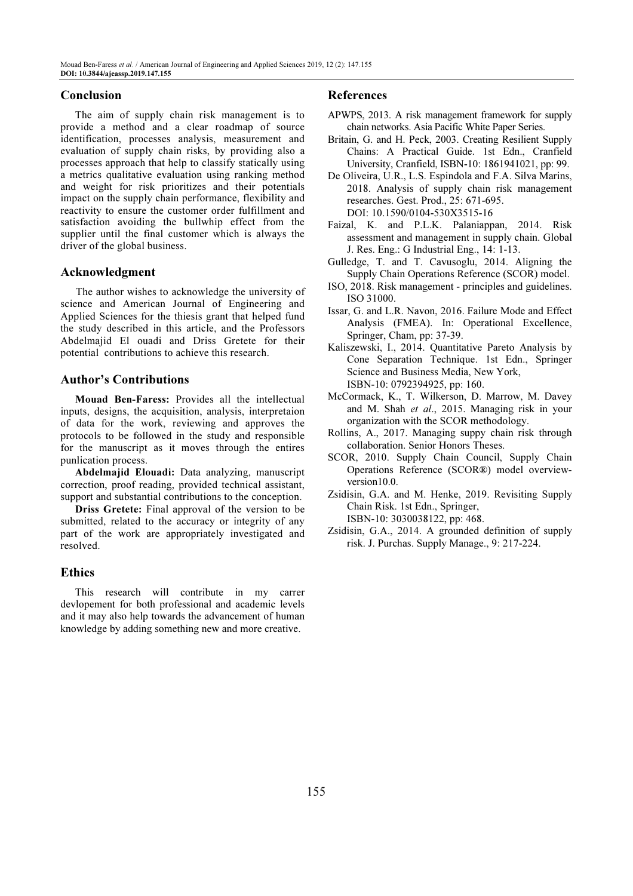## Conclusion

The aim of supply chain risk management is to provide a method and a clear roadmap of source identification, processes analysis, measurement and evaluation of supply chain risks, by providing also a processes approach that help to classify statically using a metrics qualitative evaluation using ranking method and weight for risk prioritizes and their potentials impact on the supply chain performance, flexibility and reactivity to ensure the customer order fulfillment and satisfaction avoiding the bullwhip effect from the supplier until the final customer which is always the driver of the global business.

## Acknowledgment

The author wishes to acknowledge the university of science and American Journal of Engineering and Applied Sciences for the thiesis grant that helped fund the study described in this article, and the Professors Abdelmajid El ouadi and Driss Gretete for their potential contributions to achieve this research.

## Author's Contributions

**Mouad Ben-Faress:** Provides all the intellectual inputs, designs, the acquisition, analysis, interpretaion of data for the work, reviewing and approves the protocols to be followed in the study and responsible for the manuscript as it moves through the entires punlication process.

**Abdelmajid Elouadi:** Data analyzing, manuscript correction, proof reading, provided technical assistant, support and substantial contributions to the conception.

**Driss Gretete:** Final approval of the version to be submitted, related to the accuracy or integrity of any part of the work are appropriately investigated and resolved.

## Ethics

This research will contribute in my carrer devlopement for both professional and academic levels and it may also help towards the advancement of human knowledge by adding something new and more creative.

## References

APWPS, 2013. A risk management framework for supply chain networks. Asia Pacific White Paper Series.

Britain, G. and H. Peck, 2003. Creating Resilient Supply Chains: A Practical Guide. 1st Edn., Cranfield University, Cranfield, ISBN-10: 1861941021, pp: 99.

De Oliveira, U.R., L.S. Espindola and F.A. Silva Marins, 2018. Analysis of supply chain risk management researches. Gest. Prod., 25: 671-695. DOI: 10.1590/0104-530X3515-16

Faizal, K. and P.L.K. Palaniappan, 2014. Risk assessment and management in supply chain. Global J. Res. Eng.: G Industrial Eng., 14: 1-13.

Gulledge, T. and T. Cavusoglu, 2014. Aligning the Supply Chain Operations Reference (SCOR) model.

ISO, 2018. Risk management - principles and guidelines. ISO 31000.

Issar, G. and L.R. Navon, 2016. Failure Mode and Effect Analysis (FMEA). In: Operational Excellence, Springer, Cham, pp: 37-39.

Kaliszewski, I., 2014. Quantitative Pareto Analysis by Cone Separation Technique. 1st Edn., Springer Science and Business Media, New York, ISBN-10: 0792394925, pp: 160.

McCormack, K., T. Wilkerson, D. Marrow, M. Davey and M. Shah *et al*., 2015. Managing risk in your organization with the SCOR methodology.

Rollins, A., 2017. Managing suppy chain risk through collaboration. Senior Honors Theses.

SCOR, 2010. Supply Chain Council, Supply Chain Operations Reference (SCOR®) model overview-version10.0.

Zsidisin, G.A. and M. Henke, 2019. Revisiting Supply Chain Risk. 1st Edn., Springer, ISBN-10: 3030038122, pp: 468.

Zsidisin, G.A., 2014. A grounded definition of supply risk. J. Purchas. Supply Manage., 9: 217-224.